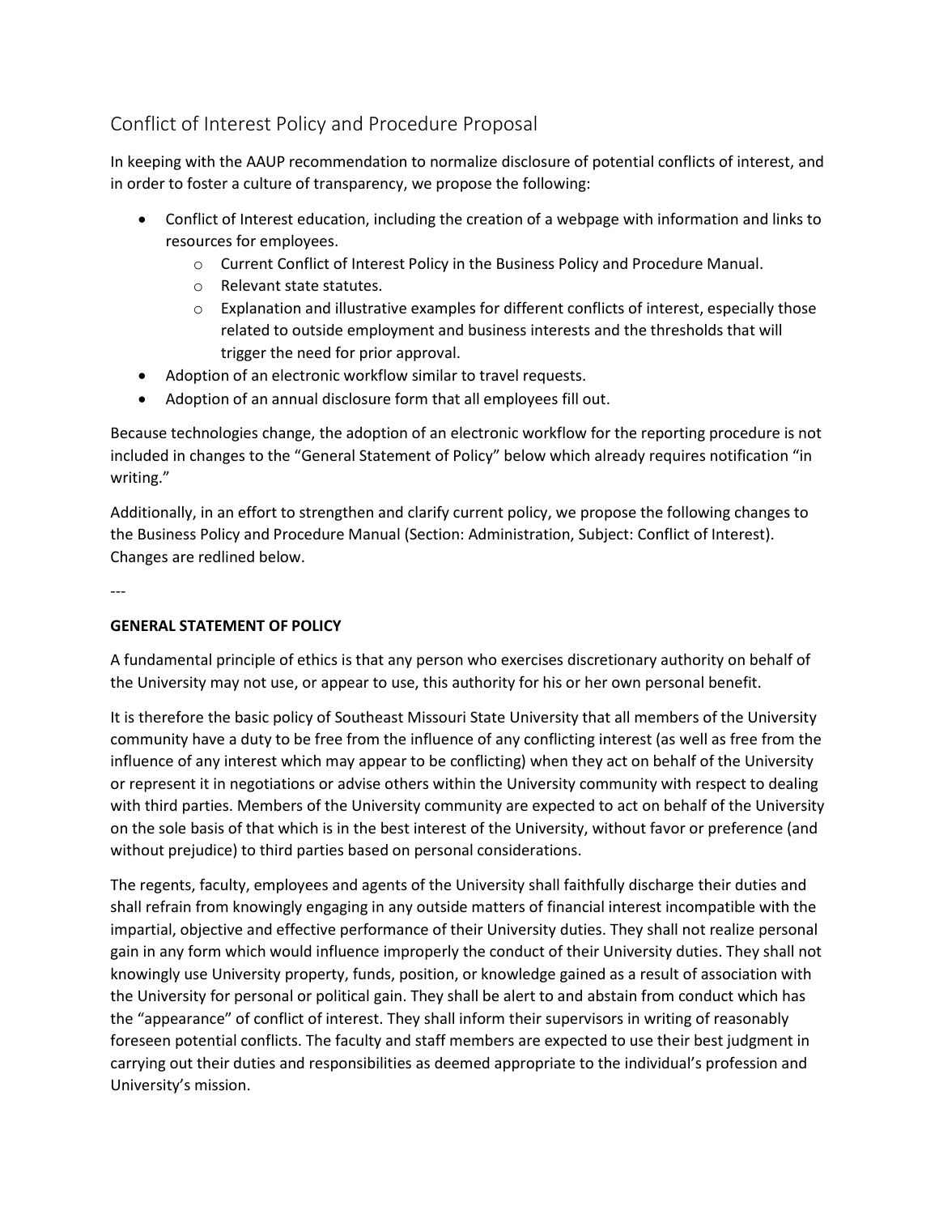# Conflict of Interest Policy and Procedure Proposal

In keeping with the AAUP recommendation to normalize disclosure of potential conflicts of interest, and in order to foster a culture of transparency, we propose the following:

- Conflict of Interest education, including the creation of a webpage with information and links to resources for employees.
  - Current Conflict of Interest Policy in the Business Policy and Procedure Manual.
  - Relevant state statutes.
  - Explanation and illustrative examples for different conflicts of interest, especially those related to outside employment and business interests and the thresholds that will trigger the need for prior approval.
- Adoption of an electronic workflow similar to travel requests.
- Adoption of an annual disclosure form that all employees fill out.

Because technologies change, the adoption of an electronic workflow for the reporting procedure is not included in changes to the "General Statement of Policy" below which already requires notification "in writing."

Additionally, in an effort to strengthen and clarify current policy, we propose the following changes to the Business Policy and Procedure Manual (Section: Administration, Subject: Conflict of Interest). Changes are redlined below.

---

**GENERAL STATEMENT OF POLICY**

A fundamental principle of ethics is that any person who exercises discretionary authority on behalf of the University may not use, or appear to use, this authority for his or her own personal benefit.

It is therefore the basic policy of Southeast Missouri State University that all members of the University community have a duty to be free from the influence of any conflicting interest (as well as free from the influence of any interest which may appear to be conflicting) when they act on behalf of the University or represent it in negotiations or advise others within the University community with respect to dealing with third parties. Members of the University community are expected to act on behalf of the University on the sole basis of that which is in the best interest of the University, without favor or preference (and without prejudice) to third parties based on personal considerations.

The regents, faculty, employees and agents of the University shall faithfully discharge their duties and shall refrain from knowingly engaging in any outside matters of financial interest incompatible with the impartial, objective and effective performance of their University duties. They shall not realize personal gain in any form which would influence improperly the conduct of their University duties. They shall not knowingly use University property, funds, position, or knowledge gained as a result of association with the University for personal or political gain. They shall be alert to and abstain from conduct which has the "appearance" of conflict of interest. They shall inform their supervisors in writing of reasonably foreseen potential conflicts. The faculty and staff members are expected to use their best judgment in carrying out their duties and responsibilities as deemed appropriate to the individual's profession and University's mission.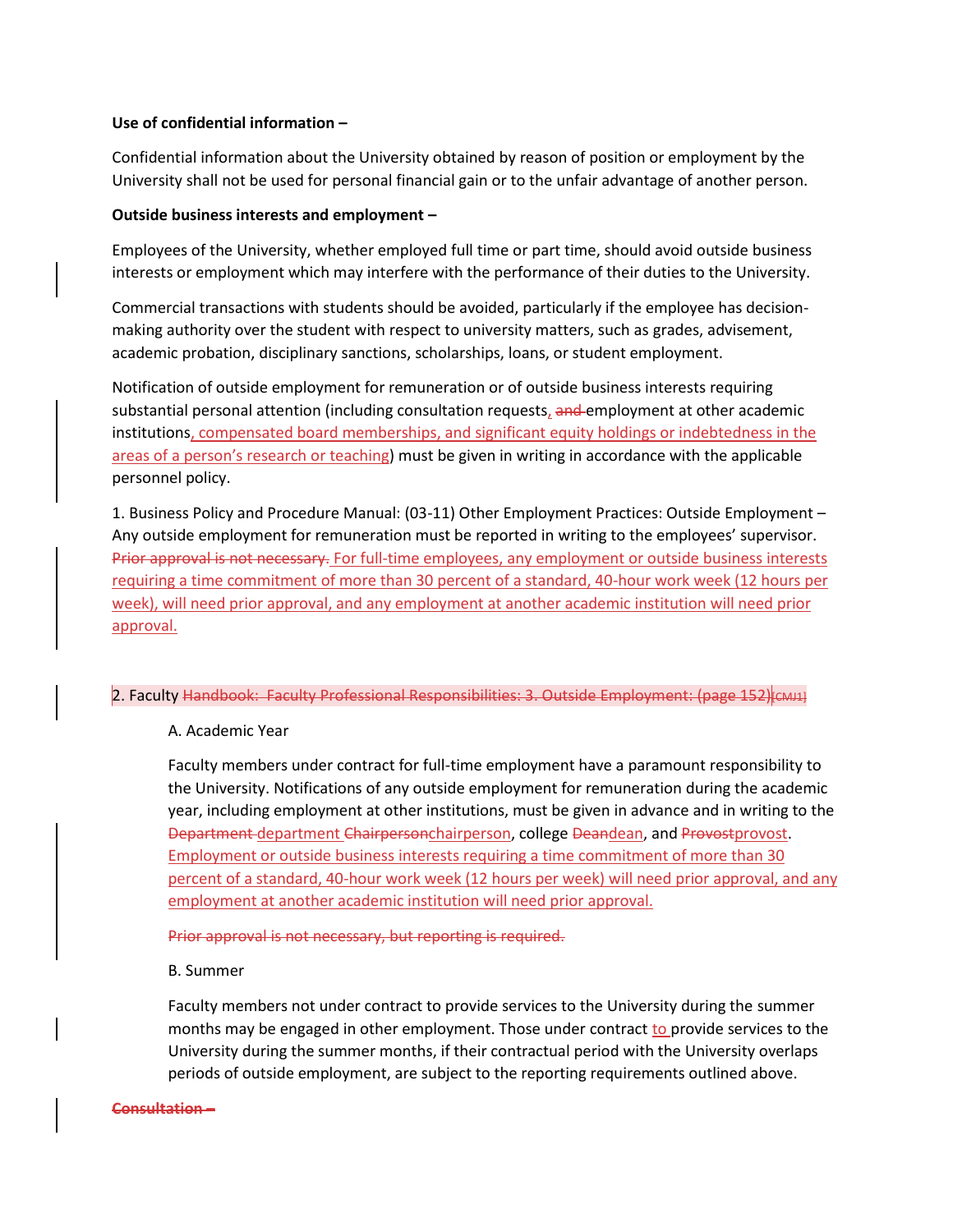**Use of confidential information –**

Confidential information about the University obtained by reason of position or employment by the University shall not be used for personal financial gain or to the unfair advantage of another person.

**Outside business interests and employment –**

Employees of the University, whether employed full time or part time, should avoid outside business interests or employment which may interfere with the performance of their duties to the University.

Commercial transactions with students should be avoided, particularly if the employee has decision-making authority over the student with respect to university matters, such as grades, advisement, academic probation, disciplinary sanctions, scholarships, loans, or student employment.

Notification of outside employment for remuneration or of outside business interests requiring substantial personal attention (including consultation requests, ~~and~~ employment at other academic institutions, compensated board memberships, and significant equity holdings or indebtedness in the areas of a person's research or teaching) must be given in writing in accordance with the applicable personnel policy.

1. Business Policy and Procedure Manual: (03-11) Other Employment Practices: Outside Employment – Any outside employment for remuneration must be reported in writing to the employees' supervisor. ~~Prior approval is not necessary.~~ For full-time employees, any employment or outside business interests requiring a time commitment of more than 30 percent of a standard, 40-hour work week (12 hours per week), will need prior approval, and any employment at another academic institution will need prior approval.

2. Faculty ~~Handbook: Faculty Professional Responsibilities: 3. Outside Employment: (page 152)~~[CMJ1]

A. Academic Year

Faculty members under contract for full-time employment have a paramount responsibility to the University. Notifications of any outside employment for remuneration during the academic year, including employment at other institutions, must be given in advance and in writing to the ~~Department~~ department ~~Chairperson~~chairperson, college ~~Dean~~dean, and ~~Provost~~provost. Employment or outside business interests requiring a time commitment of more than 30 percent of a standard, 40-hour work week (12 hours per week) will need prior approval, and any employment at another academic institution will need prior approval.

~~Prior approval is not necessary, but reporting is required.~~

B. Summer

Faculty members not under contract to provide services to the University during the summer months may be engaged in other employment. Those under contract to provide services to the University during the summer months, if their contractual period with the University overlaps periods of outside employment, are subject to the reporting requirements outlined above.

~~**Consultation –**~~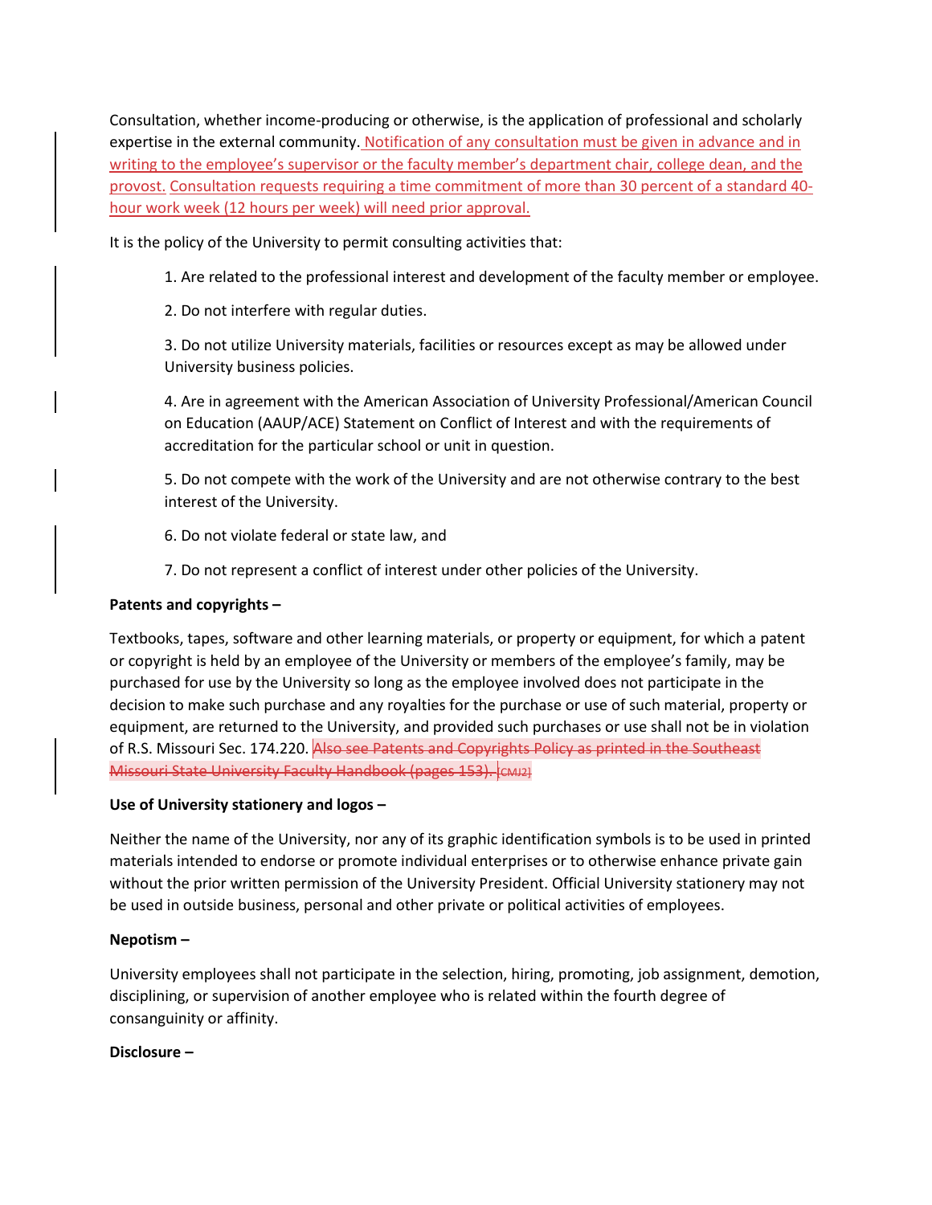Consultation, whether income-producing or otherwise, is the application of professional and scholarly expertise in the external community. Notification of any consultation must be given in advance and in writing to the employee's supervisor or the faculty member's department chair, college dean, and the provost. Consultation requests requiring a time commitment of more than 30 percent of a standard 40-hour work week (12 hours per week) will need prior approval.

It is the policy of the University to permit consulting activities that:

1. Are related to the professional interest and development of the faculty member or employee.

2. Do not interfere with regular duties.

3. Do not utilize University materials, facilities or resources except as may be allowed under University business policies.

4. Are in agreement with the American Association of University Professional/American Council on Education (AAUP/ACE) Statement on Conflict of Interest and with the requirements of accreditation for the particular school or unit in question.

5. Do not compete with the work of the University and are not otherwise contrary to the best interest of the University.

6. Do not violate federal or state law, and

7. Do not represent a conflict of interest under other policies of the University.

**Patents and copyrights –**

Textbooks, tapes, software and other learning materials, or property or equipment, for which a patent or copyright is held by an employee of the University or members of the employee's family, may be purchased for use by the University so long as the employee involved does not participate in the decision to make such purchase and any royalties for the purchase or use of such material, property or equipment, are returned to the University, and provided such purchases or use shall not be in violation of R.S. Missouri Sec. 174.220. ~~Also see Patents and Copyrights Policy as printed in the Southeast Missouri State University Faculty Handbook (pages 153).~~ [CMJ2]

**Use of University stationery and logos –**

Neither the name of the University, nor any of its graphic identification symbols is to be used in printed materials intended to endorse or promote individual enterprises or to otherwise enhance private gain without the prior written permission of the University President. Official University stationery may not be used in outside business, personal and other private or political activities of employees.

**Nepotism –**

University employees shall not participate in the selection, hiring, promoting, job assignment, demotion, disciplining, or supervision of another employee who is related within the fourth degree of consanguinity or affinity.

**Disclosure –**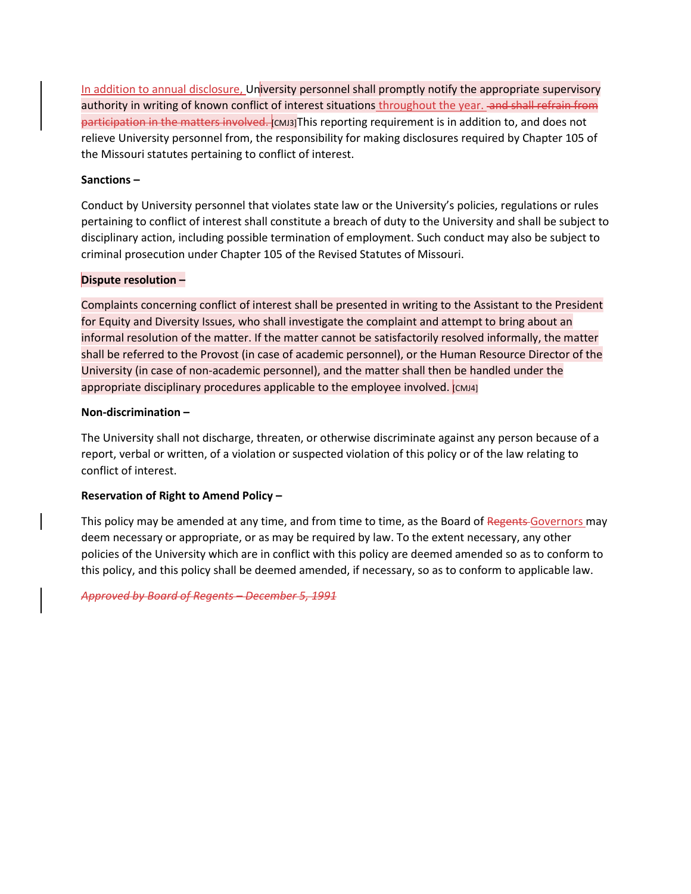In addition to annual disclosure, University personnel shall promptly notify the appropriate supervisory authority in writing of known conflict of interest situations throughout the year. ~~and shall refrain from participation in the matters involved.~~ [CMJ3]This reporting requirement is in addition to, and does not relieve University personnel from, the responsibility for making disclosures required by Chapter 105 of the Missouri statutes pertaining to conflict of interest.

**Sanctions –**

Conduct by University personnel that violates state law or the University's policies, regulations or rules pertaining to conflict of interest shall constitute a breach of duty to the University and shall be subject to disciplinary action, including possible termination of employment. Such conduct may also be subject to criminal prosecution under Chapter 105 of the Revised Statutes of Missouri.

**Dispute resolution –**

Complaints concerning conflict of interest shall be presented in writing to the Assistant to the President for Equity and Diversity Issues, who shall investigate the complaint and attempt to bring about an informal resolution of the matter. If the matter cannot be satisfactorily resolved informally, the matter shall be referred to the Provost (in case of academic personnel), or the Human Resource Director of the University (in case of non-academic personnel), and the matter shall then be handled under the appropriate disciplinary procedures applicable to the employee involved. [CMJ4]

**Non-discrimination –**

The University shall not discharge, threaten, or otherwise discriminate against any person because of a report, verbal or written, of a violation or suspected violation of this policy or of the law relating to conflict of interest.

**Reservation of Right to Amend Policy –**

This policy may be amended at any time, and from time to time, as the Board of ~~Regents~~ Governors may deem necessary or appropriate, or as may be required by law. To the extent necessary, any other policies of the University which are in conflict with this policy are deemed amended so as to conform to this policy, and this policy shall be deemed amended, if necessary, so as to conform to applicable law.

~~*Approved by Board of Regents – December 5, 1991*~~